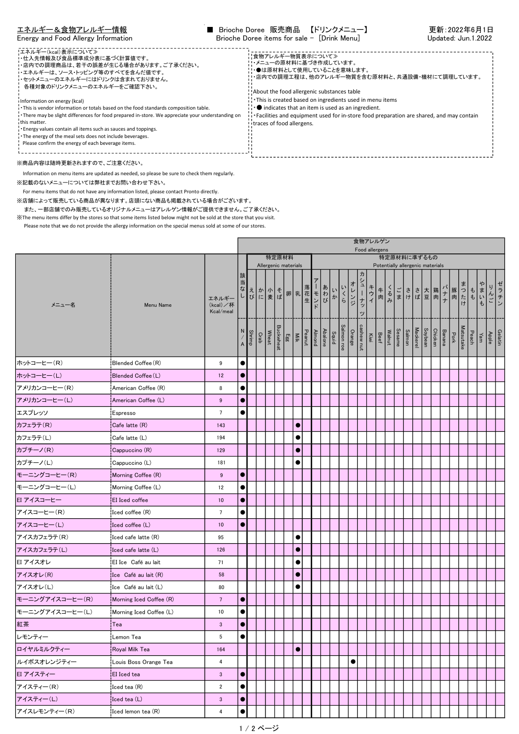# エネルギー＆食物アレルギー情報
Energy and Food Allergy Information

■ Brioche Doree 販売商品 【ドリンクメニュー】
Brioche Doree items for sale － [Drink Menu]

更新：2022年6月1日
Updated: Jun.1.2022

※エネルギー（kcal）表示について※
・仕入先情報及び食品標準成分表に基づく計算値です。
・店内での調理商品は、若干の誤差が生じる場合があります。ご了承ください。
・エネルギーは、ソース・トッピング等のすべてを含んだ値です。
・セットメニューのエネルギーにはドリンクは含まれておりません。
　各種対象のドリンクメニューのエネルギーをご確認下さい。

Information on energy (kcal)
・This is vendor information or totals based on the food standards composition table.
・There may be slight differences for food prepared in-store. We appreciate your understanding on this matter.
・Energy values contain all items such as sauces and toppings.
・The energy of the meal sets does not include beverages.
　Please confirm the energy of each beverage items.

※食物アレルギー物質表示について※
・メニューの原材料に基づき作成しています。
・●は原材料として使用していることを意味します。
・店内での調理工程は、他のアレルギー物質を含む原材料と、共通設備・機材にて調理しています。

About the food allergenic substances table
・This is created based on ingredients used in menu items
・● indicates that an item is used as an ingredient.
・Facilities and equipment used for in-store food preparation are shared, and may contain traces of food allergens.

※商品内容は随時更新されますので、ご注意ください。
　Information on menu items are updated as needed, so please be sure to check them regularly.
※記載のないメニューについては弊社までお問い合わせ下さい。
　For menu items that do not have any information listed, please contact Pronto directly.
※店舗によって販売している商品が異なります。店頭にない商品も掲載されている場合がございます。
　また、一部店舗でのみ販売しているオリジナルメニューはアレルゲン情報がご提供できません。ご了承ください。
※The menu items differ by the stores so that some items listed below might not be sold at the store that you visit.
　Please note that we do not provide the allergy information on the special menus sold at some of our stores.

食物アレルゲン Food allergens

| メニュー名 | Menu Name | エネルギー（kcal）／杯 Kcal/meal | | 特定原材料 Allergenic materials | | | | | | | 特定原材料に準ずるもの Potentially allergenic materials | | | | | | | | | | | | | | | | | | | | |
|---|---|---|---|---|---|---|---|---|---|---|---|---|---|---|---|---|---|---|---|---|---|---|---|---|---|---|---|---|---|---|---|
| | | | 該当なし N/A | えび Shrimp | かに Crab | 小麦 Wheat | そば Buckwheat | 卵 Egg | 乳 Milk | 落花生 Peanut | アーモンド Almond | あわび Abalone | いか Squid | いくら Salmon roe | オレンジ Orange | カシューナッツ cashew nut | キウイ Kiwi | 牛肉 Beef | くるみ Walnut | ごま Sesame | さけ Salmon | さば Mackerel | 大豆 Soybean | 鶏肉 Chicken | バナナ Banana | 豚肉 Pork | まつたけ Matsutake | もも Peach | やまいも Yam | りんご Apple | ゼラチン Gelatin |
| ホットコーヒー（R） | Blended Coffee（R） | 9 | ● | | | | | | | | | | | | | | | | | | | | | | | | | | | | |
| ホットコーヒー（L） | Blended Coffee（L） | 12 | ● | | | | | | | | | | | | | | | | | | | | | | | | | | | | |
| アメリカンコーヒー（R） | American Coffee (R) | 8 | ● | | | | | | | | | | | | | | | | | | | | | | | | | | | | |
| アメリカンコーヒー（L） | American Coffee (L) | 9 | ● | | | | | | | | | | | | | | | | | | | | | | | | | | | | |
| エスプレッソ | Espresso | 7 | ● | | | | | | | | | | | | | | | | | | | | | | | | | | | | |
| カフェラテ（R） | Cafe latte (R) | 143 | | | | | | | ● | | | | | | | | | | | | | | | | | | | | | | |
| カフェラテ（L） | Cafe latte (L) | 194 | | | | | | | ● | | | | | | | | | | | | | | | | | | | | | | |
| カプチーノ（R） | Cappuccino (R) | 129 | | | | | | | ● | | | | | | | | | | | | | | | | | | | | | | |
| カプチーノ（L） | Cappuccino (L) | 181 | | | | | | | ● | | | | | | | | | | | | | | | | | | | | | | |
| モーニングコーヒー（R） | Morning Coffee (R) | 9 | ● | | | | | | | | | | | | | | | | | | | | | | | | | | | | |
| モーニングコーヒー（L） | Morning Coffee (L) | 12 | ● | | | | | | | | | | | | | | | | | | | | | | | | | | | | |
| EI アイスコーヒー | EI Iced coffee | 10 | ● | | | | | | | | | | | | | | | | | | | | | | | | | | | | |
| アイスコーヒー（R） | Iced coffee (R) | 7 | ● | | | | | | | | | | | | | | | | | | | | | | | | | | | | |
| アイスコーヒー（L） | Iced coffee (L) | 10 | ● | | | | | | | | | | | | | | | | | | | | | | | | | | | | |
| アイスカフェラテ（R） | Iced cafe latte (R) | 95 | | | | | | | ● | | | | | | | | | | | | | | | | | | | | | | |
| アイスカフェラテ（L） | Iced cafe latte (L) | 126 | | | | | | | ● | | | | | | | | | | | | | | | | | | | | | | |
| EI アイスオレ | EI Ice Café au lait | 71 | | | | | | | ● | | | | | | | | | | | | | | | | | | | | | | |
| アイスオレ（R） | Ice Café au lait (R) | 58 | | | | | | | ● | | | | | | | | | | | | | | | | | | | | | | |
| アイスオレ（L） | Ice Café au lait (L) | 80 | | | | | | | ● | | | | | | | | | | | | | | | | | | | | | | |
| モーニングアイスコーヒー（R） | Morning Iced Coffee (R) | 7 | ● | | | | | | | | | | | | | | | | | | | | | | | | | | | | |
| モーニングアイスコーヒー（L） | Morning Iced Coffee (L) | 10 | ● | | | | | | | | | | | | | | | | | | | | | | | | | | | | |
| 紅茶 | Tea | 3 | ● | | | | | | | | | | | | | | | | | | | | | | | | | | | | |
| レモンティー | Lemon Tea | 5 | ● | | | | | | | | | | | | | | | | | | | | | | | | | | | | |
| ロイヤルミルクティー | Royal Milk Tea | 164 | | | | | | | ● | | | | | | | | | | | | | | | | | | | | | | |
| ルイボスオレンジティー | Louis Boss Orange Tea | 4 | | | | | | | | | | | | | ● | | | | | | | | | | | | | | | | |
| EI アイスティー | EI Iced tea | 3 | ● | | | | | | | | | | | | | | | | | | | | | | | | | | | | |
| アイスティー（R） | Iced tea (R) | 2 | ● | | | | | | | | | | | | | | | | | | | | | | | | | | | | |
| アイスティー（L） | Iced tea (L) | 3 | ● | | | | | | | | | | | | | | | | | | | | | | | | | | | | |
| アイスレモンティー（R） | Iced lemon tea (R) | 4 | ● | | | | | | | | | | | | | | | | | | | | | | | | | | | | |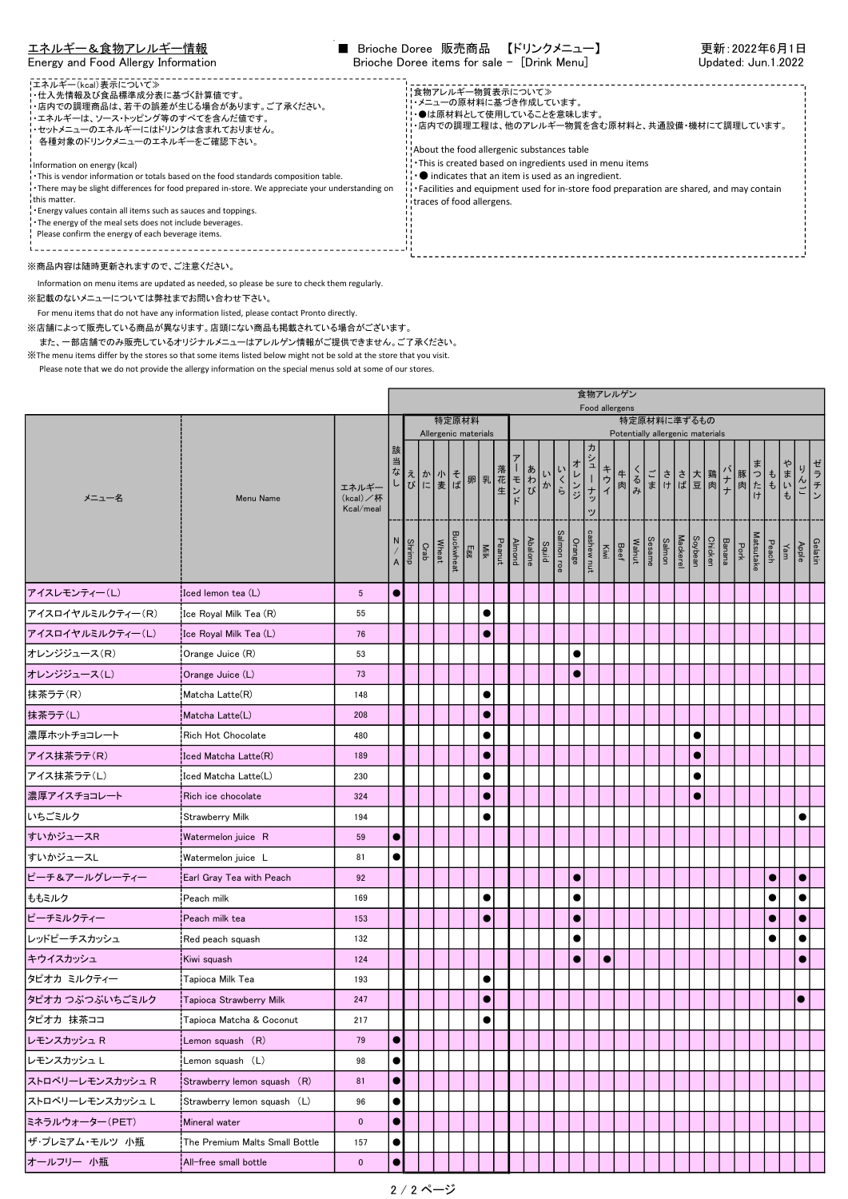エネルギー＆食物アレルギー情報
Energy and Food Allergy Information

■ Brioche Doree 販売商品 【ドリンクメニュー】
Brioche Doree items for sale － [Drink Menu]

更新：2022年6月1日
Updated: Jun.1.2022

≪エネルギー(kcal)表示について≫
・仕入先情報及び食品標準成分表に基づく計算値です。
・店内での調理商品は、若干の誤差が生じる場合があります。ご了承ください。
・エネルギーは、ソース・トッピング等のすべてを含んだ値です。
・セットメニューのエネルギーにはドリンクは含まれておりません。
各種対象のドリンクメニューのエネルギーをご確認下さい。

Information on energy (kcal)
・This is vendor information or totals based on the food standards composition table.
・There may be slight differences for food prepared in-store. We appreciate your understanding on this matter.
・Energy values contain all items such as sauces and toppings.
・The energy of the meal sets does not include beverages.
Please confirm the energy of each beverage items.

≪食物アレルギー物質表示について≫
・メニューの原材料に基づき作成しています。
・●は原材料として使用していることを意味します。
・店内での調理工程は、他のアレルギー物質を含む原材料と、共通設備・機材にて調理しています。

About the food allergenic substances table
・This is created based on ingredients used in menu items
・● indicates that an item is used as an ingredient.
・Facilities and equipment used for in-store food preparation are shared, and may contain traces of food allergens.

※商品内容は随時更新されますので、ご注意ください。
Information on menu items are updated as needed, so please be sure to check them regularly.
※記載のないメニューについては弊社までお問い合わせ下さい。
For menu items that do not have any information listed, please contact Pronto directly.
※店舗によって販売している商品が異なります。店頭にない商品も掲載されている場合がございます。
また、一部店舗でのみ販売しているオリジナルメニューはアレルゲン情報がご提供できません。ご了承ください。
※The menu items differ by the stores so that some items listed below might not be sold at the store that you visit.
Please note that we do not provide the allergy information on the special menus sold at some of our stores.

| | | | 食物アレルゲン Food allergens | | | | | | | | | | | | | | | | | | | | | | | | | | | | |
|---|---|---|---|---|---|---|---|---|---|---|---|---|---|---|---|---|---|---|---|---|---|---|---|---|---|---|---|---|---|---|---|
| | | | | 特定原材料 Allergenic materials | | | | | | | 特定原材料に準ずるもの Potentially allergenic materials | | | | | | | | | | | | | | | | | | | | |
| メニュー名 | Menu Name | エネルギー (kcal)／杯 Kcal/meal | 該当なし N/A | えび Shrimp | かに Crab | 小麦 Wheat | そば Buckwheat | 卵 Egg | 乳 Milk | 落花生 Peanut | アーモンド Almond | あわび Abalone | いか Squid | いくら Salmon roe | オレンジ Orange | カシューナッツ cashew nut | キウイ Kiwi | 牛肉 Beef | くるみ Walnut | ごま Sesame | さけ Salmon | さば Mackerel | 大豆 Soybean | 鶏肉 Chicken | バナナ Banana | 豚肉 Pork | まつたけ Matsutake | もも Peach | やまいも Yam | りんご Apple | ゼラチン Gelatin |
| アイスレモンティー(L) | Iced lemon tea (L) | 5 | ● | | | | | | | | | | | | | | | | | | | | | | | | | | | | |
| アイスロイヤルミルクティー(R) | Ice Royal Milk Tea (R) | 55 | | | | | | | ● | | | | | | | | | | | | | | | | | | | | | | |
| アイスロイヤルミルクティー(L) | Ice Royal Milk Tea (L) | 76 | | | | | | | ● | | | | | | | | | | | | | | | | | | | | | | |
| オレンジジュース(R) | Orange Juice (R) | 53 | | | | | | | | | | | | | ● | | | | | | | | | | | | | | | | |
| オレンジジュース(L) | Orange Juice (L) | 73 | | | | | | | | | | | | | ● | | | | | | | | | | | | | | | | |
| 抹茶ラテ(R) | Matcha Latte(R) | 148 | | | | | | | ● | | | | | | | | | | | | | | | | | | | | | | |
| 抹茶ラテ(L) | Matcha Latte(L) | 208 | | | | | | | ● | | | | | | | | | | | | | | | | | | | | | | |
| 濃厚ホットチョコレート | Rich Hot Chocolate | 480 | | | | | | | ● | | | | | | | | | | | | | | ● | | | | | | | | |
| アイス抹茶ラテ(R) | Iced Matcha Latte(R) | 189 | | | | | | | ● | | | | | | | | | | | | | | ● | | | | | | | | |
| アイス抹茶ラテ(L) | Iced Matcha Latte(L) | 230 | | | | | | | ● | | | | | | | | | | | | | | ● | | | | | | | | |
| 濃厚アイスチョコレート | Rich ice chocolate | 324 | | | | | | | ● | | | | | | | | | | | | | | ● | | | | | | | | |
| いちごミルク | Strawberry Milk | 194 | | | | | | | ● | | | | | | | | | | | | | | | | | | | | | ● | |
| すいかジュースR | Watermelon juice R | 59 | ● | | | | | | | | | | | | | | | | | | | | | | | | | | | | |
| すいかジュースL | Watermelon juice L | 81 | ● | | | | | | | | | | | | | | | | | | | | | | | | | | | | |
| ピーチ＆アールグレーティー | Earl Gray Tea with Peach | 92 | | | | | | | | | | | | | ● | | | | | | | | | | | | | ● | | ● | |
| ももミルク | Peach milk | 169 | | | | | | | ● | | | | | | ● | | | | | | | | | | | | | ● | | ● | |
| ピーチミルクティー | Peach milk tea | 153 | | | | | | | ● | | | | | | ● | | | | | | | | | | | | | ● | | ● | |
| レッドピーチスカッシュ | Red peach squash | 132 | | | | | | | | | | | | | ● | | | | | | | | | | | | | ● | | ● | |
| キウイスカッシュ | Kiwi squash | 124 | | | | | | | | | | | | | ● | | ● | | | | | | | | | | | | | ● | |
| タピオカ ミルクティー | Tapioca Milk Tea | 193 | | | | | | | ● | | | | | | | | | | | | | | | | | | | | | | |
| タピオカ つぶつぶいちごミルク | Tapioca Strawberry Milk | 247 | | | | | | | ● | | | | | | | | | | | | | | | | | | | | | ● | |
| タピオカ 抹茶ココ | Tapioca Matcha & Coconut | 217 | | | | | | | ● | | | | | | | | | | | | | | | | | | | | | | |
| レモンスカッシュ R | Lemon squash (R) | 79 | ● | | | | | | | | | | | | | | | | | | | | | | | | | | | | |
| レモンスカッシュ L | Lemon squash (L) | 98 | ● | | | | | | | | | | | | | | | | | | | | | | | | | | | | |
| ストロベリーレモンスカッシュ R | Strawberry lemon squash (R) | 81 | ● | | | | | | | | | | | | | | | | | | | | | | | | | | | | |
| ストロベリーレモンスカッシュ L | Strawberry lemon squash (L) | 96 | ● | | | | | | | | | | | | | | | | | | | | | | | | | | | | |
| ミネラルウォーター(PET) | Mineral water | 0 | ● | | | | | | | | | | | | | | | | | | | | | | | | | | | | |
| ザ･プレミアム･モルツ 小瓶 | The Premium Malts Small Bottle | 157 | ● | | | | | | | | | | | | | | | | | | | | | | | | | | | | |
| オールフリー 小瓶 | All-free small bottle | 0 | ● | | | | | | | | | | | | | | | | | | | | | | | | | | | | |